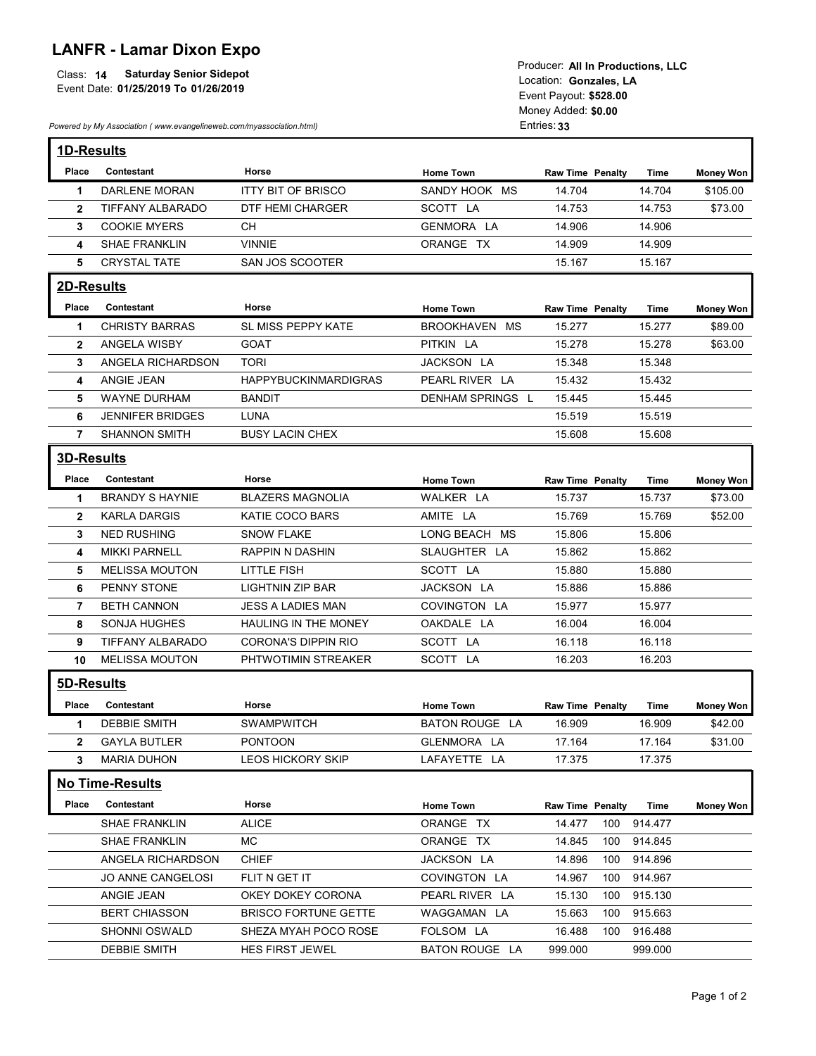# LANFR - Lamar Dixon Expo

Class: **14** **Saturday Senior Sidepot**
Event Date: **01/25/2019 To 01/26/2019**

Producer: **All In Productions, LLC**
Location: **Gonzales, LA**
Event Payout: **$528.00**
Money Added: **$0.00**
Entries: **33**

*Powered by My Association ( www.evangelineweb.com/myassociation.html)*

## 1D-Results

| Place | Contestant | Horse | Home Town | Raw Time | Penalty | Time | Money Won |
|---|---|---|---|---|---|---|---|
| 1 | DARLENE MORAN | ITTY BIT OF BRISCO | SANDY HOOK MS | 14.704 | | 14.704 | $105.00 |
| 2 | TIFFANY ALBARADO | DTF HEMI CHARGER | SCOTT LA | 14.753 | | 14.753 | $73.00 |
| 3 | COOKIE MYERS | CH | GENMORA LA | 14.906 | | 14.906 | |
| 4 | SHAE FRANKLIN | VINNIE | ORANGE TX | 14.909 | | 14.909 | |
| 5 | CRYSTAL TATE | SAN JOS SCOOTER | | 15.167 | | 15.167 | |

## 2D-Results

| Place | Contestant | Horse | Home Town | Raw Time | Penalty | Time | Money Won |
|---|---|---|---|---|---|---|---|
| 1 | CHRISTY BARRAS | SL MISS PEPPY KATE | BROOKHAVEN MS | 15.277 | | 15.277 | $89.00 |
| 2 | ANGELA WISBY | GOAT | PITKIN LA | 15.278 | | 15.278 | $63.00 |
| 3 | ANGELA RICHARDSON | TORI | JACKSON LA | 15.348 | | 15.348 | |
| 4 | ANGIE JEAN | HAPPYBUCKINMARDIGRAS | PEARL RIVER LA | 15.432 | | 15.432 | |
| 5 | WAYNE DURHAM | BANDIT | DENHAM SPRINGS L | 15.445 | | 15.445 | |
| 6 | JENNIFER BRIDGES | LUNA | | 15.519 | | 15.519 | |
| 7 | SHANNON SMITH | BUSY LACIN CHEX | | 15.608 | | 15.608 | |

## 3D-Results

| Place | Contestant | Horse | Home Town | Raw Time | Penalty | Time | Money Won |
|---|---|---|---|---|---|---|---|
| 1 | BRANDY S HAYNIE | BLAZERS MAGNOLIA | WALKER LA | 15.737 | | 15.737 | $73.00 |
| 2 | KARLA DARGIS | KATIE COCO BARS | AMITE LA | 15.769 | | 15.769 | $52.00 |
| 3 | NED RUSHING | SNOW FLAKE | LONG BEACH MS | 15.806 | | 15.806 | |
| 4 | MIKKI PARNELL | RAPPIN N DASHIN | SLAUGHTER LA | 15.862 | | 15.862 | |
| 5 | MELISSA MOUTON | LITTLE FISH | SCOTT LA | 15.880 | | 15.880 | |
| 6 | PENNY STONE | LIGHTNIN ZIP BAR | JACKSON LA | 15.886 | | 15.886 | |
| 7 | BETH CANNON | JESS A LADIES MAN | COVINGTON LA | 15.977 | | 15.977 | |
| 8 | SONJA HUGHES | HAULING IN THE MONEY | OAKDALE LA | 16.004 | | 16.004 | |
| 9 | TIFFANY ALBARADO | CORONA'S DIPPIN RIO | SCOTT LA | 16.118 | | 16.118 | |
| 10 | MELISSA MOUTON | PHTWOTIMIN STREAKER | SCOTT LA | 16.203 | | 16.203 | |

## 5D-Results

| Place | Contestant | Horse | Home Town | Raw Time | Penalty | Time | Money Won |
|---|---|---|---|---|---|---|---|
| 1 | DEBBIE SMITH | SWAMPWITCH | BATON ROUGE LA | 16.909 | | 16.909 | $42.00 |
| 2 | GAYLA BUTLER | PONTOON | GLENMORA LA | 17.164 | | 17.164 | $31.00 |
| 3 | MARIA DUHON | LEOS HICKORY SKIP | LAFAYETTE LA | 17.375 | | 17.375 | |

## No Time-Results

| Place | Contestant | Horse | Home Town | Raw Time | Penalty | Time | Money Won |
|---|---|---|---|---|---|---|---|
| | SHAE FRANKLIN | ALICE | ORANGE TX | 14.477 | 100 | 914.477 | |
| | SHAE FRANKLIN | MC | ORANGE TX | 14.845 | 100 | 914.845 | |
| | ANGELA RICHARDSON | CHIEF | JACKSON LA | 14.896 | 100 | 914.896 | |
| | JO ANNE CANGELOSI | FLIT N GET IT | COVINGTON LA | 14.967 | 100 | 914.967 | |
| | ANGIE JEAN | OKEY DOKEY CORONA | PEARL RIVER LA | 15.130 | 100 | 915.130 | |
| | BERT CHIASSON | BRISCO FORTUNE GETTE | WAGGAMAN LA | 15.663 | 100 | 915.663 | |
| | SHONNI OSWALD | SHEZA MYAH POCO ROSE | FOLSOM LA | 16.488 | 100 | 916.488 | |
| | DEBBIE SMITH | HES FIRST JEWEL | BATON ROUGE LA | 999.000 | | 999.000 | |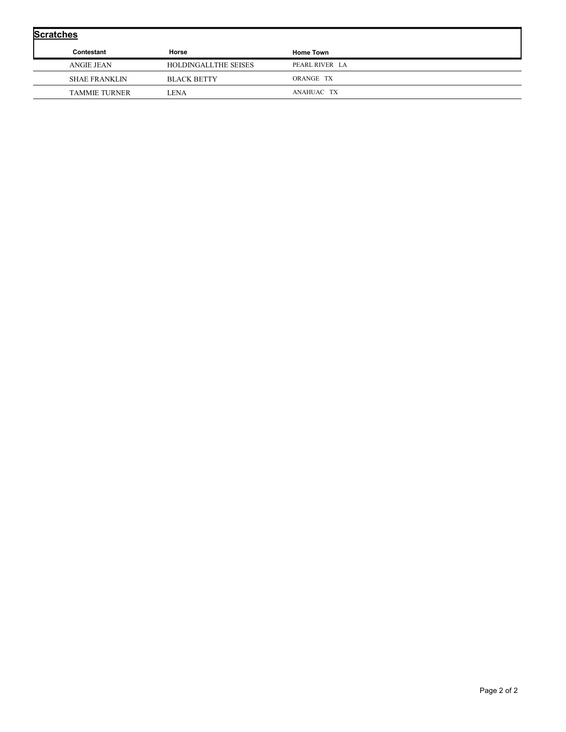## Scratches

| Contestant | Horse | Home Town |
|---|---|---|
| ANGIE JEAN | HOLDINGALLTHE SEISES | PEARL RIVER LA |
| SHAE FRANKLIN | BLACK BETTY | ORANGE TX |
| TAMMIE TURNER | LENA | ANAHUAC TX |